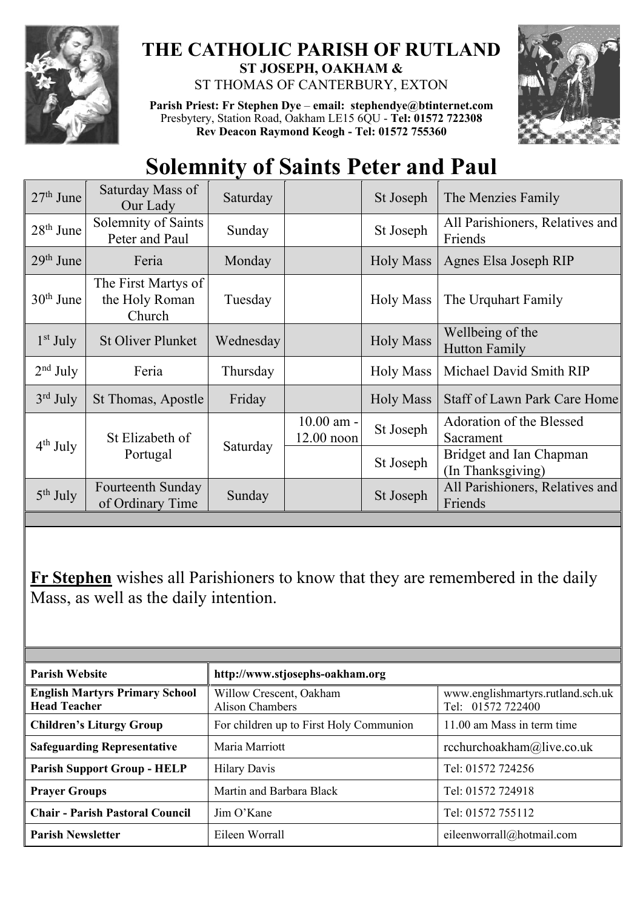# THE CATHOLIC PARISH OF RUTLAND

**ST JOSEPH, OAKHAM &**

ST THOMAS OF CANTERBURY, EXTON

**Parish Priest: Fr Stephen Dye** – **email: stephendye@btinternet.com**
Presbytery, Station Road, Oakham LE15 6QU - **Tel: 01572 722308**
**Rev Deacon Raymond Keogh - Tel: 01572 755360**

# Solemnity of Saints Peter and Paul

| | | | | | |
|---|---|---|---|---|---|
| 27th June | Saturday Mass of Our Lady | Saturday | | St Joseph | The Menzies Family |
| 28th June | Solemnity of Saints Peter and Paul | Sunday | | St Joseph | All Parishioners, Relatives and Friends |
| 29th June | Feria | Monday | | Holy Mass | Agnes Elsa Joseph RIP |
| 30th June | The First Martys of the Holy Roman Church | Tuesday | | Holy Mass | The Urquhart Family |
| 1st July | St Oliver Plunket | Wednesday | | Holy Mass | Wellbeing of the Hutton Family |
| 2nd July | Feria | Thursday | | Holy Mass | Michael David Smith RIP |
| 3rd July | St Thomas, Apostle | Friday | | Holy Mass | Staff of Lawn Park Care Home |
| 4th July | St Elizabeth of Portugal | Saturday | 10.00 am - 12.00 noon | St Joseph | Adoration of the Blessed Sacrament |
| | | | | St Joseph | Bridget and Ian Chapman (In Thanksgiving) |
| 5th July | Fourteenth Sunday of Ordinary Time | Sunday | | St Joseph | All Parishioners, Relatives and Friends |

**Fr Stephen** wishes all Parishioners to know that they are remembered in the daily Mass, as well as the daily intention.

| | | |
|---|---|---|
| **Parish Website** | **http://www.stjosephs-oakham.org** | |
| **English Martyrs Primary School Head Teacher** | Willow Crescent, Oakham Alison Chambers | www.englishmartyrs.rutland.sch.uk Tel: 01572 722400 |
| **Children's Liturgy Group** | For children up to First Holy Communion | 11.00 am Mass in term time |
| **Safeguarding Representative** | Maria Marriott | rcchurchoakham@live.co.uk |
| **Parish Support Group - HELP** | Hilary Davis | Tel: 01572 724256 |
| **Prayer Groups** | Martin and Barbara Black | Tel: 01572 724918 |
| **Chair - Parish Pastoral Council** | Jim O'Kane | Tel: 01572 755112 |
| **Parish Newsletter** | Eileen Worrall | eileenworrall@hotmail.com |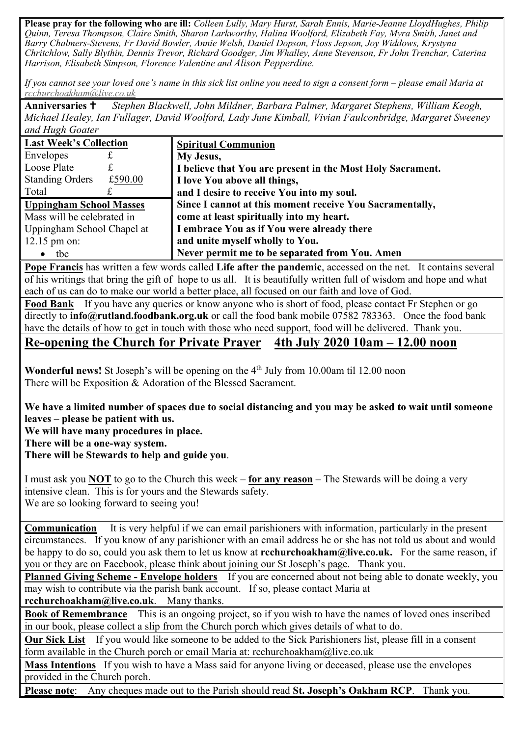**Please pray for the following who are ill:** *Colleen Lully, Mary Hurst, Sarah Ennis, Marie-Jeanne LloydHughes, Philip Quinn, Teresa Thompson, Claire Smith, Sharon Larkworthy, Halina Woolford, Elizabeth Fay, Myra Smith, Janet and Barry Chalmers-Stevens, Fr David Bowler, Annie Welsh, Daniel Dopson, Floss Jepson, Joy Widdows, Krystyna Chritchlow, Sally Blythin, Dennis Trevor, Richard Goodger, Jim Whalley, Anne Stevenson, Fr John Trenchar, Caterina Harrison, Elisabeth Simpson, Florence Valentine and Alison Pepperdine.*

*If you cannot see your loved one's name in this sick list online you need to sign a consent form – please email Maria at rcchurchoakham@live.co.uk*

**Anniversaries ✝** *Stephen Blackwell, John Mildner, Barbara Palmer, Margaret Stephens, William Keogh, Michael Healey, Ian Fullager, David Woolford, Lady June Kimball, Vivian Faulconbridge, Margaret Sweeney and Hugh Goater*

**Last Week's Collection**

| | |
|---|---|
| Envelopes | £ |
| Loose Plate | £ |
| Standing Orders | £590.00 |
| Total | £ |

**Uppingham School Masses**

Mass will be celebrated in Uppingham School Chapel at 12.15 pm on:

- tbc

**Spiritual Communion**

**My Jesus,**
**I believe that You are present in the Most Holy Sacrament.**
**I love You above all things,**
**and I desire to receive You into my soul.**
**Since I cannot at this moment receive You Sacramentally,**
**come at least spiritually into my heart.**
**I embrace You as if You were already there**
**and unite myself wholly to You.**
**Never permit me to be separated from You. Amen**

**Pope Francis** has written a few words called **Life after the pandemic**, accessed on the net. It contains several of his writings that bring the gift of hope to us all. It is beautifully written full of wisdom and hope and what each of us can do to make our world a better place, all focused on our faith and love of God.

**Food Bank** If you have any queries or know anyone who is short of food, please contact Fr Stephen or go directly to **info@rutland.foodbank.org.uk** or call the food bank mobile 07582 783363. Once the food bank have the details of how to get in touch with those who need support, food will be delivered. Thank you.

## Re-opening the Church for Private Prayer 4th July 2020 10am – 12.00 noon

**Wonderful news!** St Joseph's will be opening on the 4th July from 10.00am til 12.00 noon
There will be Exposition & Adoration of the Blessed Sacrament.

**We have a limited number of spaces due to social distancing and you may be asked to wait until someone leaves – please be patient with us.**
**We will have many procedures in place.**
**There will be a one-way system.**
**There will be Stewards to help and guide you**.

I must ask you **NOT** to go to the Church this week – **for any reason** – The Stewards will be doing a very intensive clean. This is for yours and the Stewards safety.
We are so looking forward to seeing you!

**Communication** It is very helpful if we can email parishioners with information, particularly in the present circumstances. If you know of any parishioner with an email address he or she has not told us about and would be happy to do so, could you ask them to let us know at **rcchurchoakham@live.co.uk.** For the same reason, if you or they are on Facebook, please think about joining our St Joseph's page. Thank you.

**Planned Giving Scheme - Envelope holders** If you are concerned about not being able to donate weekly, you may wish to contribute via the parish bank account. If so, please contact Maria at **rcchurchoakham@live.co.uk**. Many thanks.

**Book of Remembrance** This is an ongoing project, so if you wish to have the names of loved ones inscribed in our book, please collect a slip from the Church porch which gives details of what to do.

**Our Sick List** If you would like someone to be added to the Sick Parishioners list, please fill in a consent form available in the Church porch or email Maria at: rcchurchoakham@live.co.uk

**Mass Intentions** If you wish to have a Mass said for anyone living or deceased, please use the envelopes provided in the Church porch.

**Please note**: Any cheques made out to the Parish should read **St. Joseph's Oakham RCP**. Thank you.